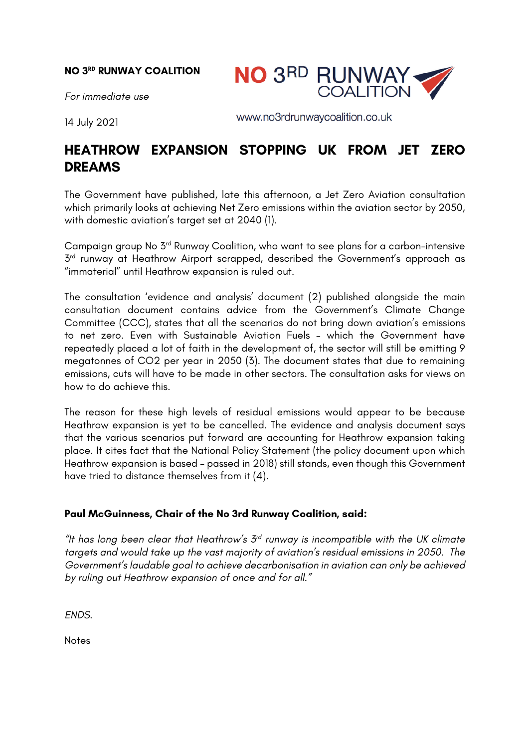**NO 3RD RUNWAY COALITION**

*For immediate use*

14 July 2021

www.no3rdrunwaycoalition.co.uk

# HEATHROW EXPANSION STOPPING UK FROM JET ZERO DREAMS

The Government have published, late this afternoon, a Jet Zero Aviation consultation which primarily looks at achieving Net Zero emissions within the aviation sector by 2050, with domestic aviation's target set at 2040 (1).

Campaign group No 3rd Runway Coalition, who want to see plans for a carbon-intensive 3rd runway at Heathrow Airport scrapped, described the Government's approach as "immaterial" until Heathrow expansion is ruled out.

The consultation 'evidence and analysis' document (2) published alongside the main consultation document contains advice from the Government's Climate Change Committee (CCC), states that all the scenarios do not bring down aviation's emissions to net zero. Even with Sustainable Aviation Fuels – which the Government have repeatedly placed a lot of faith in the development of, the sector will still be emitting 9 megatonnes of CO2 per year in 2050 (3). The document states that due to remaining emissions, cuts will have to be made in other sectors. The consultation asks for views on how to do achieve this.

The reason for these high levels of residual emissions would appear to be because Heathrow expansion is yet to be cancelled. The evidence and analysis document says that the various scenarios put forward are accounting for Heathrow expansion taking place. It cites fact that the National Policy Statement (the policy document upon which Heathrow expansion is based – passed in 2018) still stands, even though this Government have tried to distance themselves from it (4).

**Paul McGuinness, Chair of the No 3rd Runway Coalition, said:**

*"It has long been clear that Heathrow's 3rd runway is incompatible with the UK climate targets and would take up the vast majority of aviation's residual emissions in 2050. The Government's laudable goal to achieve decarbonisation in aviation can only be achieved by ruling out Heathrow expansion of once and for all."*

*ENDS.*

Notes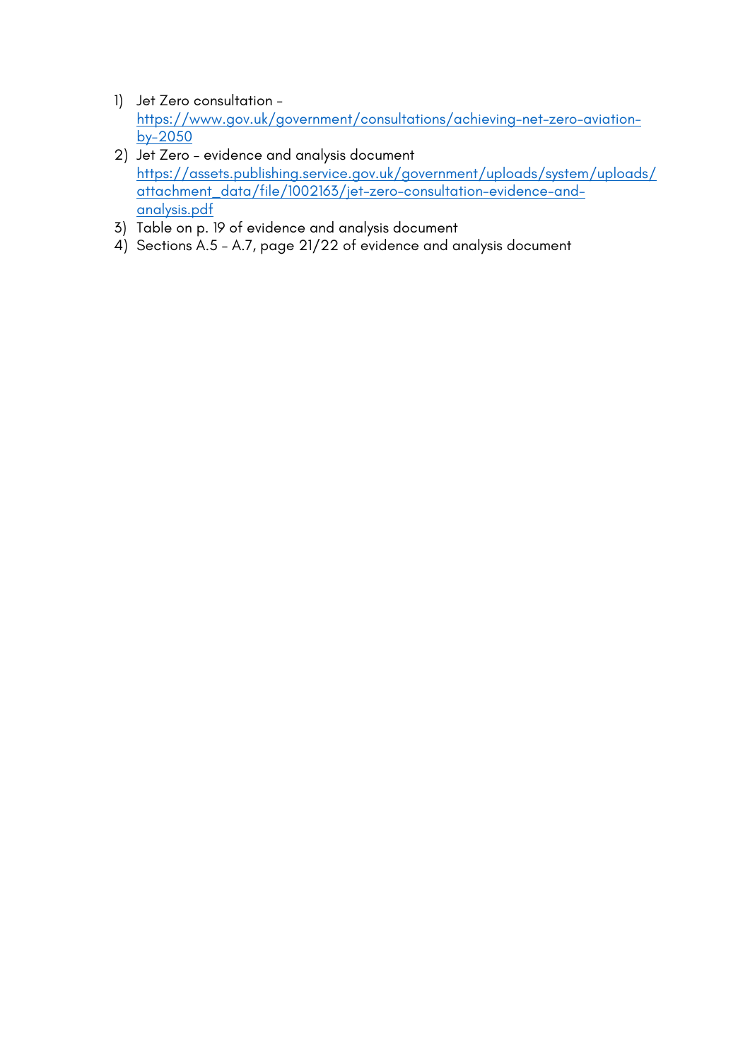1) Jet Zero consultation – https://www.gov.uk/government/consultations/achieving-net-zero-aviation-by-2050
2) Jet Zero – evidence and analysis document https://assets.publishing.service.gov.uk/government/uploads/system/uploads/attachment_data/file/1002163/jet-zero-consultation-evidence-and-analysis.pdf
3) Table on p. 19 of evidence and analysis document
4) Sections A.5 – A.7, page 21/22 of evidence and analysis document